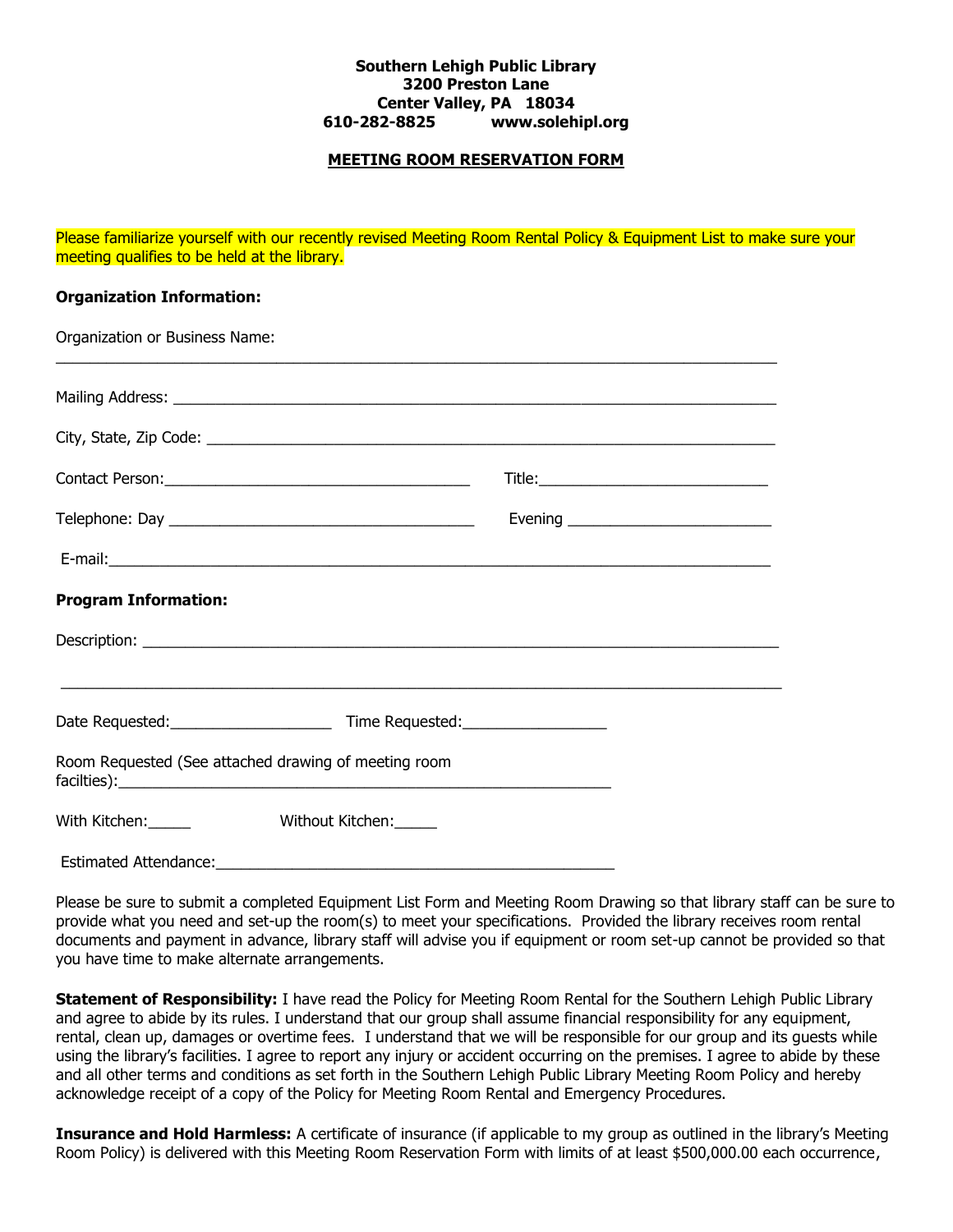**Southern Lehigh Public Library**
**3200 Preston Lane**
**Center Valley, PA 18034**
**610-282-8825 www.solehipl.org**

## MEETING ROOM RESERVATION FORM

Please familiarize yourself with our recently revised Meeting Room Rental Policy & Equipment List to make sure your meeting qualifies to be held at the library.

**Organization Information:**

Organization or Business Name: ______________________________________________

Mailing Address: ______________________________________________

City, State, Zip Code: ______________________________________________

Contact Person: ______________________ Title: ______________________

Telephone: Day ______________________ Evening ______________________

E-mail: ______________________________________________

**Program Information:**

Description: ______________________________________________

______________________________________________

Date Requested: ______________ Time Requested: ______________

Room Requested (See attached drawing of meeting room facilties): ______________________________________________

With Kitchen: _____ Without Kitchen: _____

Estimated Attendance: ______________________________________________

Please be sure to submit a completed Equipment List Form and Meeting Room Drawing so that library staff can be sure to provide what you need and set-up the room(s) to meet your specifications. Provided the library receives room rental documents and payment in advance, library staff will advise you if equipment or room set-up cannot be provided so that you have time to make alternate arrangements.

**Statement of Responsibility:** I have read the Policy for Meeting Room Rental for the Southern Lehigh Public Library and agree to abide by its rules. I understand that our group shall assume financial responsibility for any equipment, rental, clean up, damages or overtime fees. I understand that we will be responsible for our group and its guests while using the library's facilities. I agree to report any injury or accident occurring on the premises. I agree to abide by these and all other terms and conditions as set forth in the Southern Lehigh Public Library Meeting Room Policy and hereby acknowledge receipt of a copy of the Policy for Meeting Room Rental and Emergency Procedures.

**Insurance and Hold Harmless:** A certificate of insurance (if applicable to my group as outlined in the library's Meeting Room Policy) is delivered with this Meeting Room Reservation Form with limits of at least $500,000.00 each occurrence,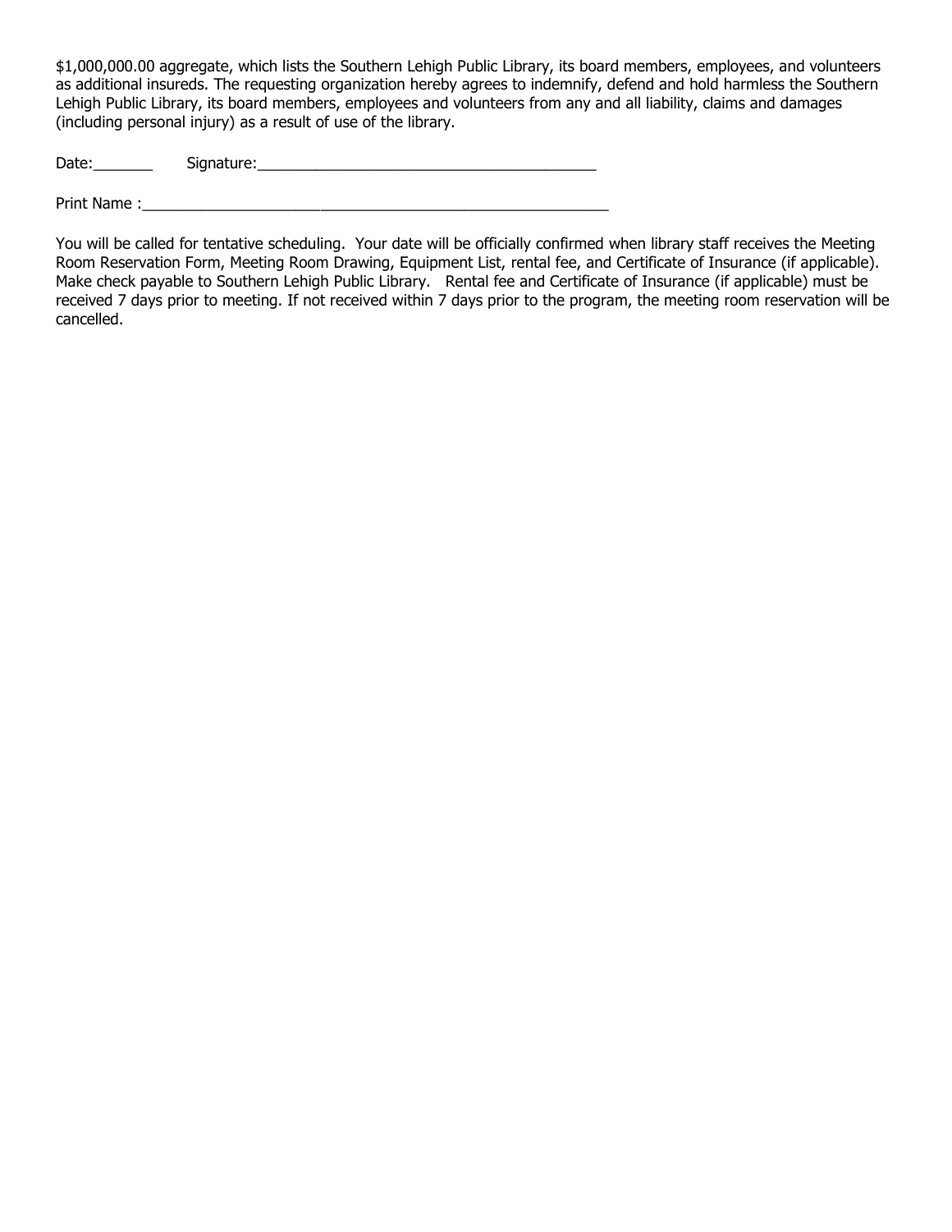$1,000,000.00 aggregate, which lists the Southern Lehigh Public Library, its board members, employees, and volunteers as additional insureds. The requesting organization hereby agrees to indemnify, defend and hold harmless the Southern Lehigh Public Library, its board members, employees and volunteers from any and all liability, claims and damages (including personal injury) as a result of use of the library.

Date:_______ Signature:_________________________________________

Print Name :___________________________________________________________

You will be called for tentative scheduling. Your date will be officially confirmed when library staff receives the Meeting Room Reservation Form, Meeting Room Drawing, Equipment List, rental fee, and Certificate of Insurance (if applicable). Make check payable to Southern Lehigh Public Library. Rental fee and Certificate of Insurance (if applicable) must be received 7 days prior to meeting. If not received within 7 days prior to the program, the meeting room reservation will be cancelled.